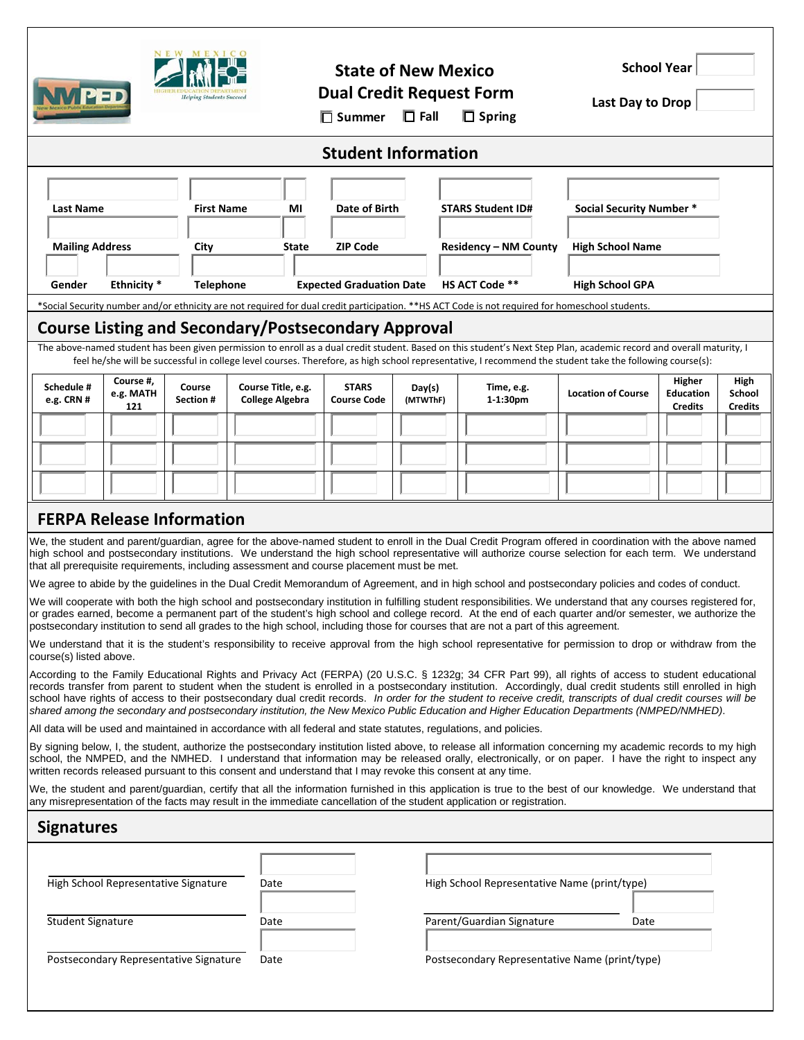NEW MEXICO HIGHER EDUCATION DEPARTMENT *Helping Students Succeed*

NMPED New Mexico Public Education Department

# State of New Mexico Dual Credit Request Form

☐ Summer ☐ Fall ☐ Spring

School Year

Last Day to Drop

## Student Information

| Last Name | First Name | MI | Date of Birth | STARS Student ID# | Social Security Number * |
|---|---|---|---|---|---|
| | | | | | |

| Mailing Address | City | State | ZIP Code | Residency – NM County | High School Name |
|---|---|---|---|---|---|
| | | | | | |

| Gender | Ethnicity * | Telephone | Expected Graduation Date | HS ACT Code ** | High School GPA |
|---|---|---|---|---|---|
| | | | | | |

*Social Security number and/or ethnicity are not required for dual credit participation. **HS ACT Code is not required for homeschool students.

## Course Listing and Secondary/Postsecondary Approval

The above-named student has been given permission to enroll as a dual credit student. Based on this student's Next Step Plan, academic record and overall maturity, I feel he/she will be successful in college level courses. Therefore, as high school representative, I recommend the student take the following course(s):

| Schedule # e.g. CRN # | Course #, e.g. MATH 121 | Course Section # | Course Title, e.g. College Algebra | STARS Course Code | Day(s) (MTWThF) | Time, e.g. 1-1:30pm | Location of Course | Higher Education Credits | High School Credits |
|---|---|---|---|---|---|---|---|---|---|
| | | | | | | | | | |
| | | | | | | | | | |
| | | | | | | | | | |

## FERPA Release Information

We, the student and parent/guardian, agree for the above-named student to enroll in the Dual Credit Program offered in coordination with the above named high school and postsecondary institutions. We understand the high school representative will authorize course selection for each term. We understand that all prerequisite requirements, including assessment and course placement must be met.

We agree to abide by the guidelines in the Dual Credit Memorandum of Agreement, and in high school and postsecondary policies and codes of conduct.

We will cooperate with both the high school and postsecondary institution in fulfilling student responsibilities. We understand that any courses registered for, or grades earned, become a permanent part of the student's high school and college record. At the end of each quarter and/or semester, we authorize the postsecondary institution to send all grades to the high school, including those for courses that are not a part of this agreement.

We understand that it is the student's responsibility to receive approval from the high school representative for permission to drop or withdraw from the course(s) listed above.

According to the Family Educational Rights and Privacy Act (FERPA) (20 U.S.C. § 1232g; 34 CFR Part 99), all rights of access to student educational records transfer from parent to student when the student is enrolled in a postsecondary institution. Accordingly, dual credit students still enrolled in high school have rights of access to their postsecondary dual credit records. *In order for the student to receive credit, transcripts of dual credit courses will be shared among the secondary and postsecondary institution, the New Mexico Public Education and Higher Education Departments (NMPED/NMHED).*

All data will be used and maintained in accordance with all federal and state statutes, regulations, and policies.

By signing below, I, the student, authorize the postsecondary institution listed above, to release all information concerning my academic records to my high school, the NMPED, and the NMHED. I understand that information may be released orally, electronically, or on paper. I have the right to inspect any written records released pursuant to this consent and understand that I may revoke this consent at any time.

We, the student and parent/guardian, certify that all the information furnished in this application is true to the best of our knowledge. We understand that any misrepresentation of the facts may result in the immediate cancellation of the student application or registration.

## Signatures

High School Representative Signature ______ Date ______ High School Representative Name (print/type) ______

Student Signature ______ Date ______ Parent/Guardian Signature ______ Date ______

Postsecondary Representative Signature ______ Date ______ Postsecondary Representative Name (print/type) ______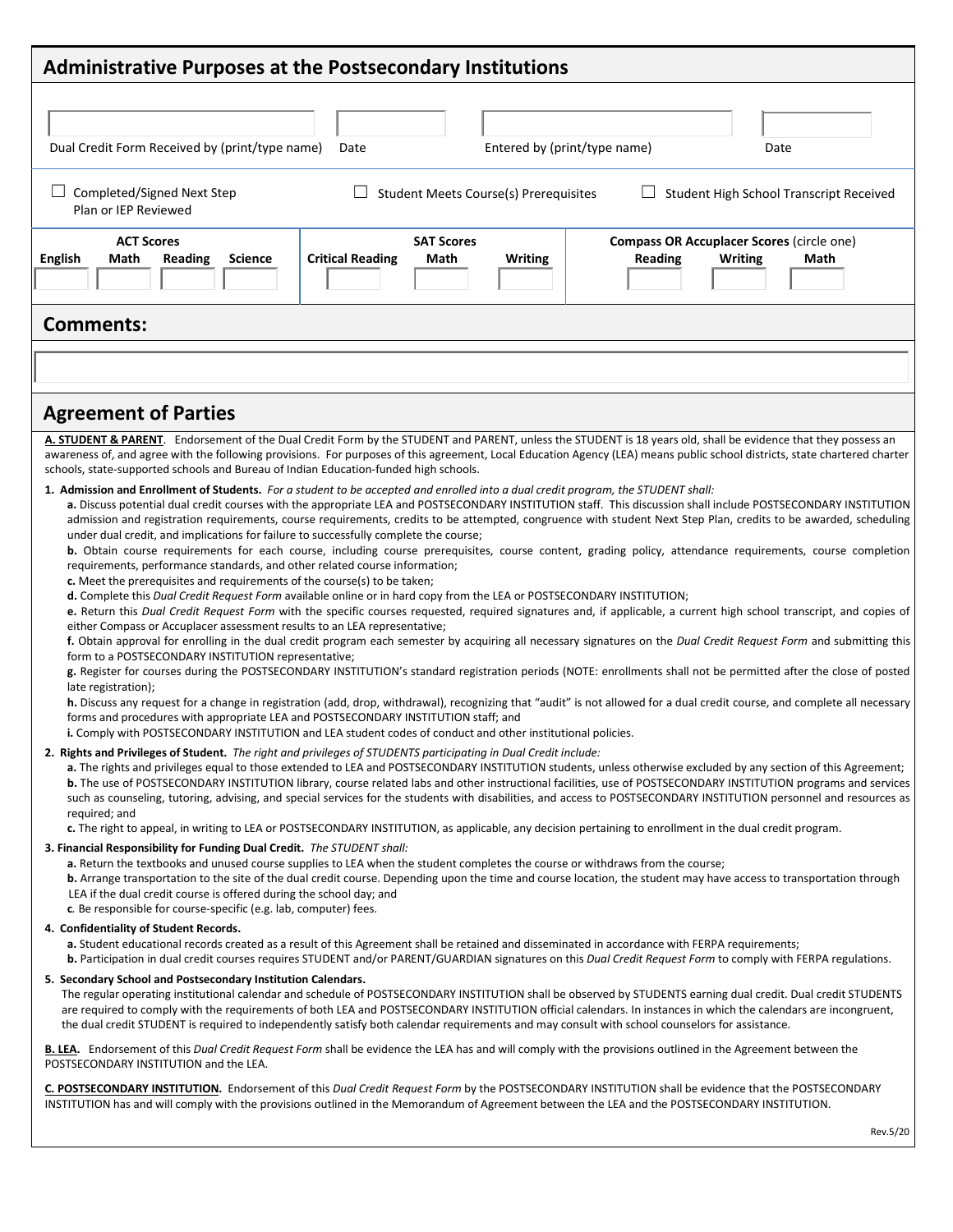## Administrative Purposes at the Postsecondary Institutions

| | | | |
|---|---|---|---|
| Dual Credit Form Received by (print/type name) | Date | Entered by (print/type name) | Date |

☐ Completed/Signed Next Step Plan or IEP Reviewed ☐ Student Meets Course(s) Prerequisites ☐ Student High School Transcript Received

| ACT Scores | | | | SAT Scores | | | Compass OR Accuplacer Scores (circle one) | | |
|---|---|---|---|---|---|---|---|---|---|
| English | Math | Reading | Science | Critical Reading | Math | Writing | Reading | Writing | Math |
| | | | | | | | | | |

## Comments:

## Agreement of Parties

**A. STUDENT & PARENT**. Endorsement of the Dual Credit Form by the STUDENT and PARENT, unless the STUDENT is 18 years old, shall be evidence that they possess an awareness of, and agree with the following provisions. For purposes of this agreement, Local Education Agency (LEA) means public school districts, state chartered charter schools, state-supported schools and Bureau of Indian Education-funded high schools.

**1. Admission and Enrollment of Students.** *For a student to be accepted and enrolled into a dual credit program, the STUDENT shall:*

**a.** Discuss potential dual credit courses with the appropriate LEA and POSTSECONDARY INSTITUTION staff. This discussion shall include POSTSECONDARY INSTITUTION admission and registration requirements, course requirements, credits to be attempted, congruence with student Next Step Plan, credits to be awarded, scheduling under dual credit, and implications for failure to successfully complete the course;

**b.** Obtain course requirements for each course, including course prerequisites, course content, grading policy, attendance requirements, course completion requirements, performance standards, and other related course information;

**c.** Meet the prerequisites and requirements of the course(s) to be taken;

**d.** Complete this *Dual Credit Request Form* available online or in hard copy from the LEA or POSTSECONDARY INSTITUTION;

**e.** Return this *Dual Credit Request Form* with the specific courses requested, required signatures and, if applicable, a current high school transcript, and copies of either Compass or Accuplacer assessment results to an LEA representative;

**f.** Obtain approval for enrolling in the dual credit program each semester by acquiring all necessary signatures on the *Dual Credit Request Form* and submitting this form to a POSTSECONDARY INSTITUTION representative;

**g.** Register for courses during the POSTSECONDARY INSTITUTION's standard registration periods (NOTE: enrollments shall not be permitted after the close of posted late registration);

**h.** Discuss any request for a change in registration (add, drop, withdrawal), recognizing that "audit" is not allowed for a dual credit course, and complete all necessary forms and procedures with appropriate LEA and POSTSECONDARY INSTITUTION staff; and

**i.** Comply with POSTSECONDARY INSTITUTION and LEA student codes of conduct and other institutional policies.

**2. Rights and Privileges of Student.** *The right and privileges of STUDENTS participating in Dual Credit include:*

**a.** The rights and privileges equal to those extended to LEA and POSTSECONDARY INSTITUTION students, unless otherwise excluded by any section of this Agreement;

**b.** The use of POSTSECONDARY INSTITUTION library, course related labs and other instructional facilities, use of POSTSECONDARY INSTITUTION programs and services such as counseling, tutoring, advising, and special services for the students with disabilities, and access to POSTSECONDARY INSTITUTION personnel and resources as required; and

**c.** The right to appeal, in writing to LEA or POSTSECONDARY INSTITUTION, as applicable, any decision pertaining to enrollment in the dual credit program.

**3. Financial Responsibility for Funding Dual Credit.** *The STUDENT shall:*

**a.** Return the textbooks and unused course supplies to LEA when the student completes the course or withdraws from the course;

**b.** Arrange transportation to the site of the dual credit course. Depending upon the time and course location, the student may have access to transportation through LEA if the dual credit course is offered during the school day; and

**c***.* Be responsible for course-specific (e.g. lab, computer) fees.

**4. Confidentiality of Student Records.**

**a.** Student educational records created as a result of this Agreement shall be retained and disseminated in accordance with FERPA requirements;

**b.** Participation in dual credit courses requires STUDENT and/or PARENT/GUARDIAN signatures on this *Dual Credit Request Form* to comply with FERPA regulations.

**5. Secondary School and Postsecondary Institution Calendars.**

The regular operating institutional calendar and schedule of POSTSECONDARY INSTITUTION shall be observed by STUDENTS earning dual credit. Dual credit STUDENTS are required to comply with the requirements of both LEA and POSTSECONDARY INSTITUTION official calendars. In instances in which the calendars are incongruent, the dual credit STUDENT is required to independently satisfy both calendar requirements and may consult with school counselors for assistance.

**B. LEA**. Endorsement of this *Dual Credit Request Form* shall be evidence the LEA has and will comply with the provisions outlined in the Agreement between the POSTSECONDARY INSTITUTION and the LEA.

**C. POSTSECONDARY INSTITUTION.** Endorsement of this *Dual Credit Request Form* by the POSTSECONDARY INSTITUTION shall be evidence that the POSTSECONDARY INSTITUTION has and will comply with the provisions outlined in the Memorandum of Agreement between the LEA and the POSTSECONDARY INSTITUTION.

Rev.5/20